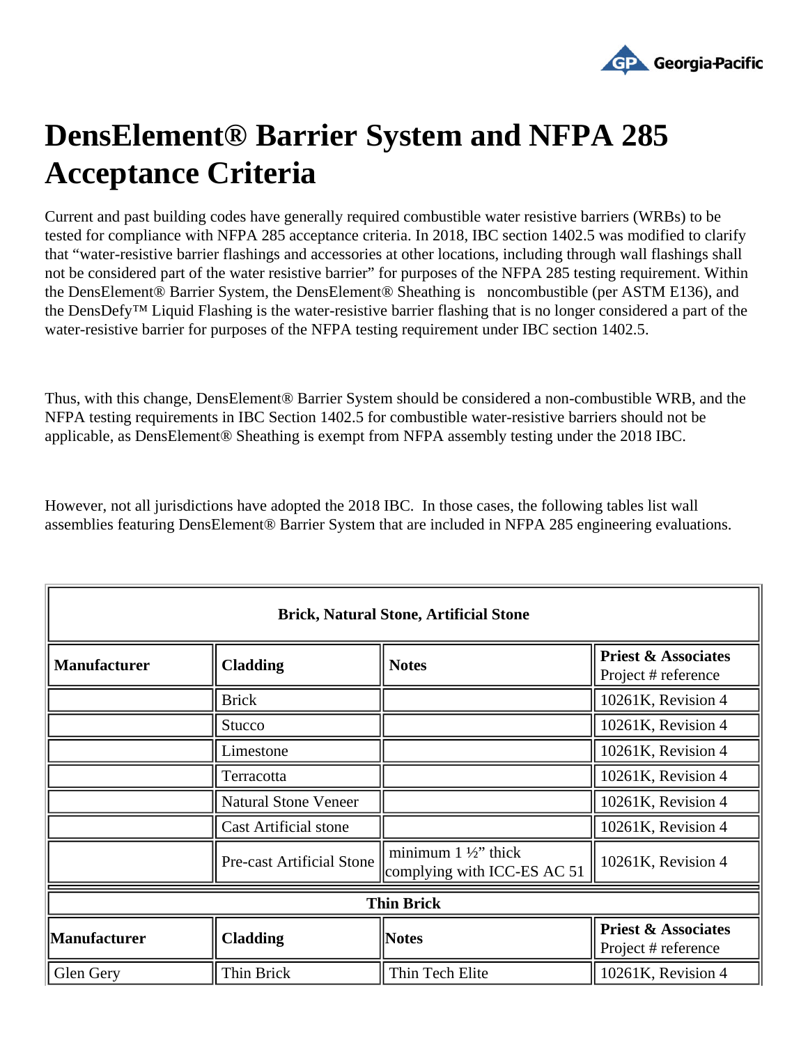# DensElement® Barrier System and NFPA 285 Acceptance Criteria

Current and past building codes have generally required combustible water resistive barriers (WRBs) to be tested for compliance with NFPA 285 acceptance criteria. In 2018, IBC section 1402.5 was modified to clarify that "water-resistive barrier flashings and accessories at other locations, including through wall flashings shall not be considered part of the water resistive barrier" for purposes of the NFPA 285 testing requirement. Within the DensElement® Barrier System, the DensElement® Sheathing is noncombustible (per ASTM E136), and the DensDefy™ Liquid Flashing is the water-resistive barrier flashing that is no longer considered a part of the water-resistive barrier for purposes of the NFPA testing requirement under IBC section 1402.5.

Thus, with this change, DensElement® Barrier System should be considered a non-combustible WRB, and the NFPA testing requirements in IBC Section 1402.5 for combustible water-resistive barriers should not be applicable, as DensElement® Sheathing is exempt from NFPA assembly testing under the 2018 IBC.

However, not all jurisdictions have adopted the 2018 IBC. In those cases, the following tables list wall assemblies featuring DensElement® Barrier System that are included in NFPA 285 engineering evaluations.

| **Brick, Natural Stone, Artificial Stone** | | | |
|---|---|---|---|
| **Manufacturer** | **Cladding** | **Notes** | **Priest & Associates** Project # reference |
| | Brick | | 10261K, Revision 4 |
| | Stucco | | 10261K, Revision 4 |
| | Limestone | | 10261K, Revision 4 |
| | Terracotta | | 10261K, Revision 4 |
| | Natural Stone Veneer | | 10261K, Revision 4 |
| | Cast Artificial stone | | 10261K, Revision 4 |
| | Pre-cast Artificial Stone | minimum 1 ½" thick complying with ICC-ES AC 51 | 10261K, Revision 4 |

| **Thin Brick** | | | |
|---|---|---|---|
| **Manufacturer** | **Cladding** | **Notes** | **Priest & Associates** Project # reference |
| Glen Gery | Thin Brick | Thin Tech Elite | 10261K, Revision 4 |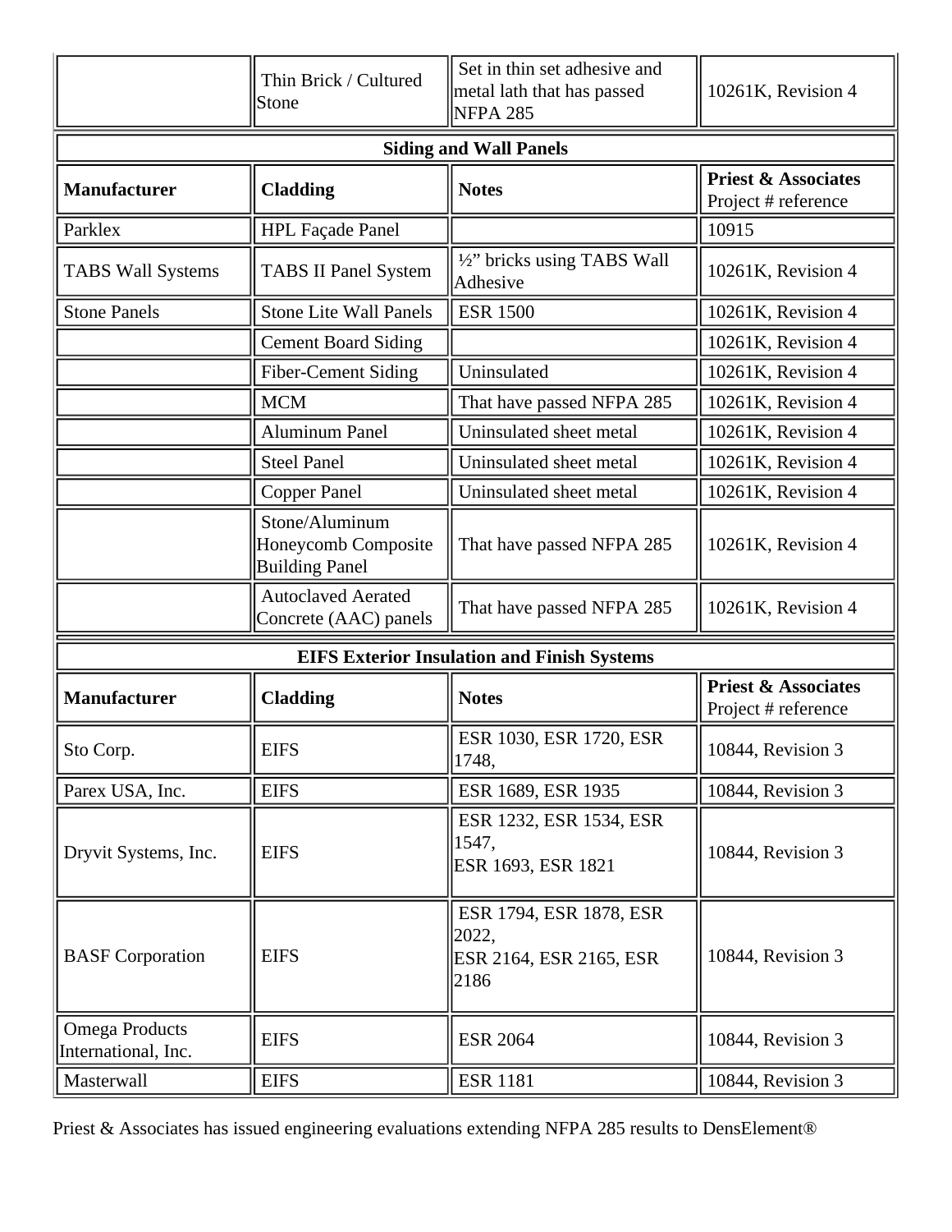| | Thin Brick / Cultured Stone | Set in thin set adhesive and metal lath that has passed NFPA 285 | 10261K, Revision 4 |
|---|---|---|---|

| **Siding and Wall Panels** | | | |
|---|---|---|---|
| **Manufacturer** | **Cladding** | **Notes** | **Priest & Associates** Project # reference |
| Parklex | HPL Façade Panel | | 10915 |
| TABS Wall Systems | TABS II Panel System | ½" bricks using TABS Wall Adhesive | 10261K, Revision 4 |
| Stone Panels | Stone Lite Wall Panels | ESR 1500 | 10261K, Revision 4 |
| | Cement Board Siding | | 10261K, Revision 4 |
| | Fiber-Cement Siding | Uninsulated | 10261K, Revision 4 |
| | MCM | That have passed NFPA 285 | 10261K, Revision 4 |
| | Aluminum Panel | Uninsulated sheet metal | 10261K, Revision 4 |
| | Steel Panel | Uninsulated sheet metal | 10261K, Revision 4 |
| | Copper Panel | Uninsulated sheet metal | 10261K, Revision 4 |
| | Stone/Aluminum Honeycomb Composite Building Panel | That have passed NFPA 285 | 10261K, Revision 4 |
| | Autoclaved Aerated Concrete (AAC) panels | That have passed NFPA 285 | 10261K, Revision 4 |

| **EIFS Exterior Insulation and Finish Systems** | | | |
|---|---|---|---|
| **Manufacturer** | **Cladding** | **Notes** | **Priest & Associates** Project # reference |
| Sto Corp. | EIFS | ESR 1030, ESR 1720, ESR 1748, | 10844, Revision 3 |
| Parex USA, Inc. | EIFS | ESR 1689, ESR 1935 | 10844, Revision 3 |
| Dryvit Systems, Inc. | EIFS | ESR 1232, ESR 1534, ESR 1547, ESR 1693, ESR 1821 | 10844, Revision 3 |
| BASF Corporation | EIFS | ESR 1794, ESR 1878, ESR 2022, ESR 2164, ESR 2165, ESR 2186 | 10844, Revision 3 |
| Omega Products International, Inc. | EIFS | ESR 2064 | 10844, Revision 3 |
| Masterwall | EIFS | ESR 1181 | 10844, Revision 3 |

Priest & Associates has issued engineering evaluations extending NFPA 285 results to DensElement®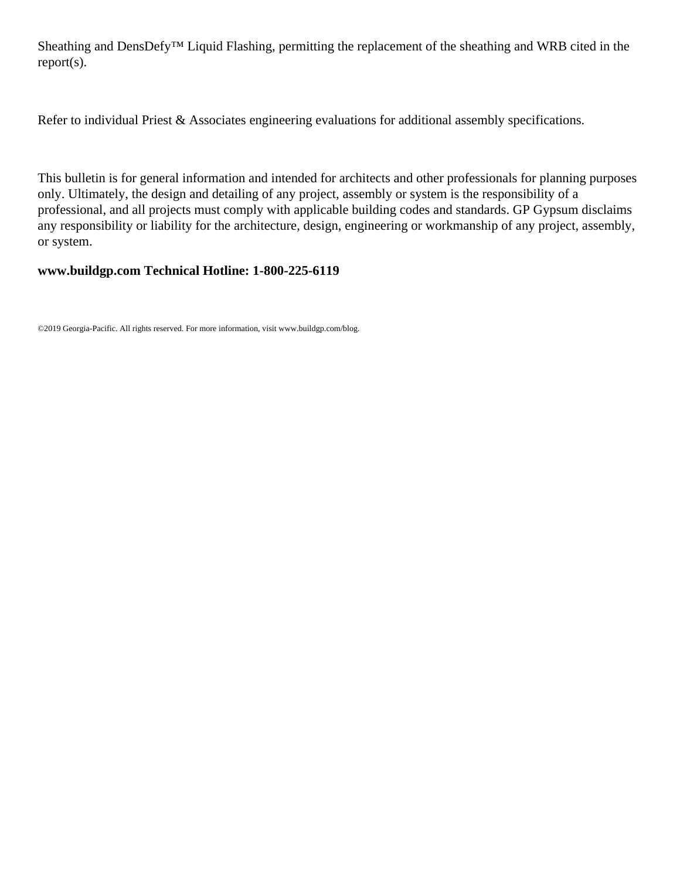Sheathing and DensDefy™ Liquid Flashing, permitting the replacement of the sheathing and WRB cited in the report(s).

Refer to individual Priest & Associates engineering evaluations for additional assembly specifications.

This bulletin is for general information and intended for architects and other professionals for planning purposes only. Ultimately, the design and detailing of any project, assembly or system is the responsibility of a professional, and all projects must comply with applicable building codes and standards. GP Gypsum disclaims any responsibility or liability for the architecture, design, engineering or workmanship of any project, assembly, or system.

**www.buildgp.com Technical Hotline: 1-800-225-6119**

©2019 Georgia-Pacific. All rights reserved. For more information, visit www.buildgp.com/blog.